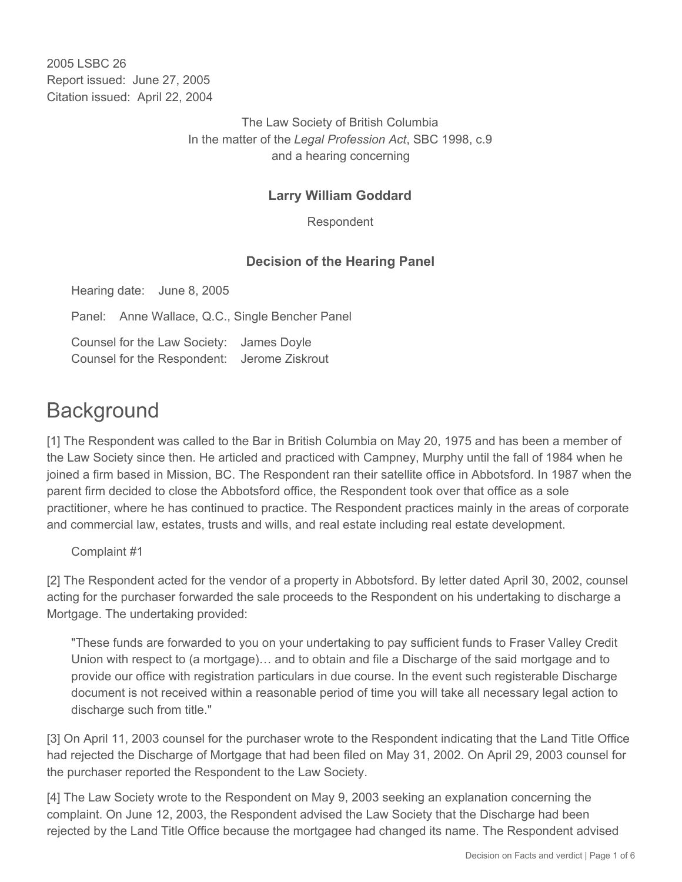2005 LSBC 26
Report issued: June 27, 2005
Citation issued: April 22, 2004

The Law Society of British Columbia
In the matter of the *Legal Profession Act*, SBC 1998, c.9
and a hearing concerning

**Larry William Goddard**

Respondent

**Decision of the Hearing Panel**

Hearing date: June 8, 2005

Panel: Anne Wallace, Q.C., Single Bencher Panel

Counsel for the Law Society: James Doyle
Counsel for the Respondent: Jerome Ziskrout

# Background

[1] The Respondent was called to the Bar in British Columbia on May 20, 1975 and has been a member of the Law Society since then. He articled and practiced with Campney, Murphy until the fall of 1984 when he joined a firm based in Mission, BC. The Respondent ran their satellite office in Abbotsford. In 1987 when the parent firm decided to close the Abbotsford office, the Respondent took over that office as a sole practitioner, where he has continued to practice. The Respondent practices mainly in the areas of corporate and commercial law, estates, trusts and wills, and real estate including real estate development.

Complaint #1

[2] The Respondent acted for the vendor of a property in Abbotsford. By letter dated April 30, 2002, counsel acting for the purchaser forwarded the sale proceeds to the Respondent on his undertaking to discharge a Mortgage. The undertaking provided:

> "These funds are forwarded to you on your undertaking to pay sufficient funds to Fraser Valley Credit Union with respect to (a mortgage)… and to obtain and file a Discharge of the said mortgage and to provide our office with registration particulars in due course. In the event such registerable Discharge document is not received within a reasonable period of time you will take all necessary legal action to discharge such from title."

[3] On April 11, 2003 counsel for the purchaser wrote to the Respondent indicating that the Land Title Office had rejected the Discharge of Mortgage that had been filed on May 31, 2002. On April 29, 2003 counsel for the purchaser reported the Respondent to the Law Society.

[4] The Law Society wrote to the Respondent on May 9, 2003 seeking an explanation concerning the complaint. On June 12, 2003, the Respondent advised the Law Society that the Discharge had been rejected by the Land Title Office because the mortgagee had changed its name. The Respondent advised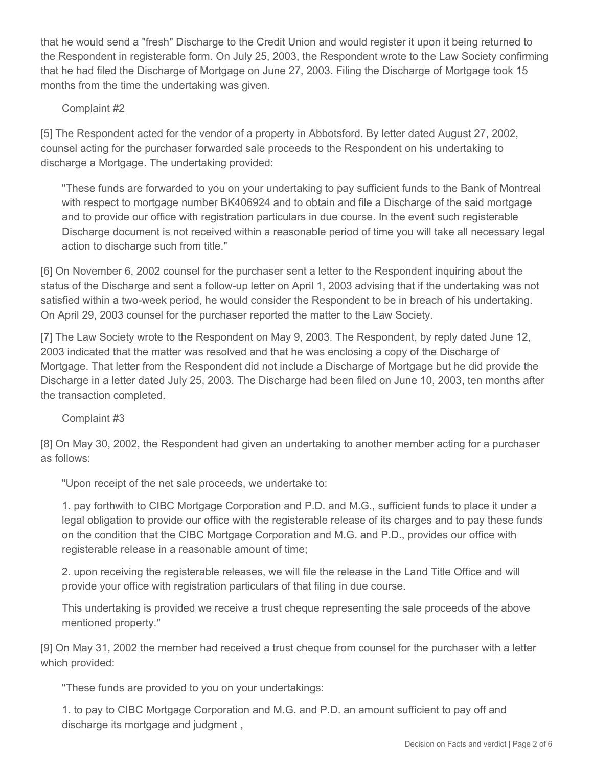that he would send a "fresh" Discharge to the Credit Union and would register it upon it being returned to the Respondent in registerable form. On July 25, 2003, the Respondent wrote to the Law Society confirming that he had filed the Discharge of Mortgage on June 27, 2003. Filing the Discharge of Mortgage took 15 months from the time the undertaking was given.

Complaint #2

[5] The Respondent acted for the vendor of a property in Abbotsford. By letter dated August 27, 2002, counsel acting for the purchaser forwarded sale proceeds to the Respondent on his undertaking to discharge a Mortgage. The undertaking provided:

> "These funds are forwarded to you on your undertaking to pay sufficient funds to the Bank of Montreal with respect to mortgage number BK406924 and to obtain and file a Discharge of the said mortgage and to provide our office with registration particulars in due course. In the event such registerable Discharge document is not received within a reasonable period of time you will take all necessary legal action to discharge such from title."

[6] On November 6, 2002 counsel for the purchaser sent a letter to the Respondent inquiring about the status of the Discharge and sent a follow-up letter on April 1, 2003 advising that if the undertaking was not satisfied within a two-week period, he would consider the Respondent to be in breach of his undertaking. On April 29, 2003 counsel for the purchaser reported the matter to the Law Society.

[7] The Law Society wrote to the Respondent on May 9, 2003. The Respondent, by reply dated June 12, 2003 indicated that the matter was resolved and that he was enclosing a copy of the Discharge of Mortgage. That letter from the Respondent did not include a Discharge of Mortgage but he did provide the Discharge in a letter dated July 25, 2003. The Discharge had been filed on June 10, 2003, ten months after the transaction completed.

Complaint #3

[8] On May 30, 2002, the Respondent had given an undertaking to another member acting for a purchaser as follows:

> "Upon receipt of the net sale proceeds, we undertake to:
>
> 1. pay forthwith to CIBC Mortgage Corporation and P.D. and M.G., sufficient funds to place it under a legal obligation to provide our office with the registerable release of its charges and to pay these funds on the condition that the CIBC Mortgage Corporation and M.G. and P.D., provides our office with registerable release in a reasonable amount of time;
>
> 2. upon receiving the registerable releases, we will file the release in the Land Title Office and will provide your office with registration particulars of that filing in due course.
>
> This undertaking is provided we receive a trust cheque representing the sale proceeds of the above mentioned property."

[9] On May 31, 2002 the member had received a trust cheque from counsel for the purchaser with a letter which provided:

> "These funds are provided to you on your undertakings:
>
> 1. to pay to CIBC Mortgage Corporation and M.G. and P.D. an amount sufficient to pay off and discharge its mortgage and judgment ,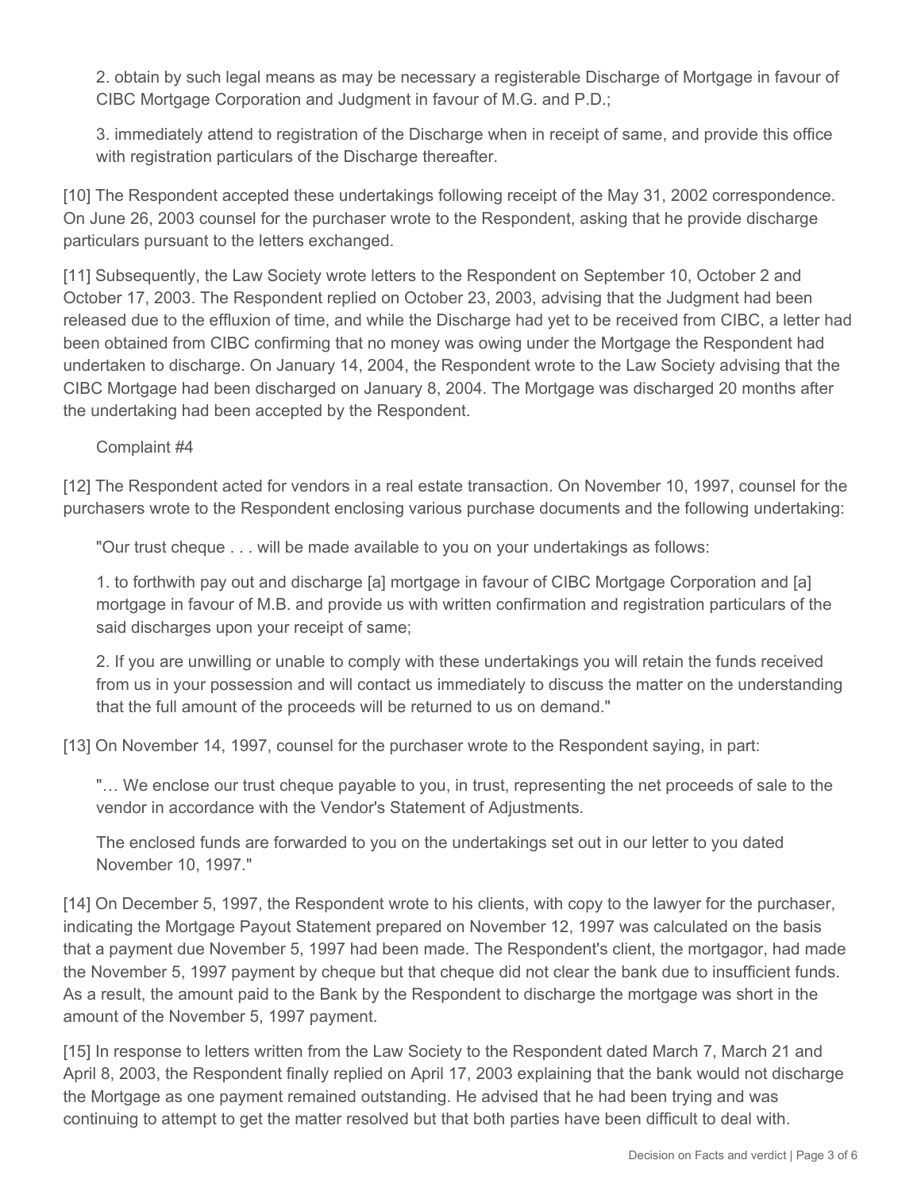2. obtain by such legal means as may be necessary a registerable Discharge of Mortgage in favour of CIBC Mortgage Corporation and Judgment in favour of M.G. and P.D.;

3. immediately attend to registration of the Discharge when in receipt of same, and provide this office with registration particulars of the Discharge thereafter.

[10] The Respondent accepted these undertakings following receipt of the May 31, 2002 correspondence. On June 26, 2003 counsel for the purchaser wrote to the Respondent, asking that he provide discharge particulars pursuant to the letters exchanged.

[11] Subsequently, the Law Society wrote letters to the Respondent on September 10, October 2 and October 17, 2003. The Respondent replied on October 23, 2003, advising that the Judgment had been released due to the effluxion of time, and while the Discharge had yet to be received from CIBC, a letter had been obtained from CIBC confirming that no money was owing under the Mortgage the Respondent had undertaken to discharge. On January 14, 2004, the Respondent wrote to the Law Society advising that the CIBC Mortgage had been discharged on January 8, 2004. The Mortgage was discharged 20 months after the undertaking had been accepted by the Respondent.

Complaint #4

[12] The Respondent acted for vendors in a real estate transaction. On November 10, 1997, counsel for the purchasers wrote to the Respondent enclosing various purchase documents and the following undertaking:

"Our trust cheque . . . will be made available to you on your undertakings as follows:

1. to forthwith pay out and discharge [a] mortgage in favour of CIBC Mortgage Corporation and [a] mortgage in favour of M.B. and provide us with written confirmation and registration particulars of the said discharges upon your receipt of same;

2. If you are unwilling or unable to comply with these undertakings you will retain the funds received from us in your possession and will contact us immediately to discuss the matter on the understanding that the full amount of the proceeds will be returned to us on demand."

[13] On November 14, 1997, counsel for the purchaser wrote to the Respondent saying, in part:

"… We enclose our trust cheque payable to you, in trust, representing the net proceeds of sale to the vendor in accordance with the Vendor's Statement of Adjustments.

The enclosed funds are forwarded to you on the undertakings set out in our letter to you dated November 10, 1997."

[14] On December 5, 1997, the Respondent wrote to his clients, with copy to the lawyer for the purchaser, indicating the Mortgage Payout Statement prepared on November 12, 1997 was calculated on the basis that a payment due November 5, 1997 had been made. The Respondent's client, the mortgagor, had made the November 5, 1997 payment by cheque but that cheque did not clear the bank due to insufficient funds. As a result, the amount paid to the Bank by the Respondent to discharge the mortgage was short in the amount of the November 5, 1997 payment.

[15] In response to letters written from the Law Society to the Respondent dated March 7, March 21 and April 8, 2003, the Respondent finally replied on April 17, 2003 explaining that the bank would not discharge the Mortgage as one payment remained outstanding. He advised that he had been trying and was continuing to attempt to get the matter resolved but that both parties have been difficult to deal with.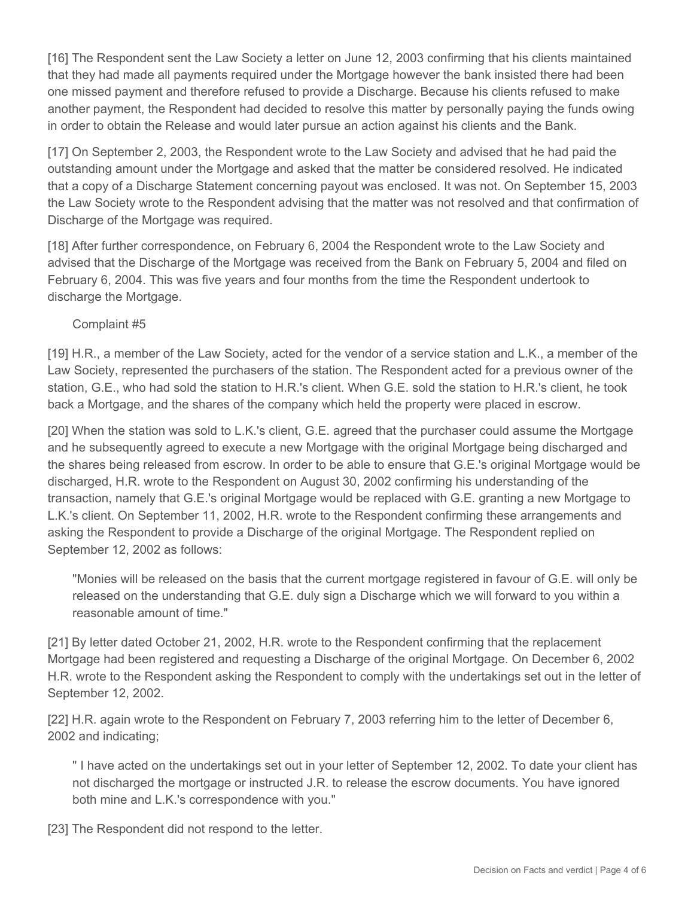[16] The Respondent sent the Law Society a letter on June 12, 2003 confirming that his clients maintained that they had made all payments required under the Mortgage however the bank insisted there had been one missed payment and therefore refused to provide a Discharge. Because his clients refused to make another payment, the Respondent had decided to resolve this matter by personally paying the funds owing in order to obtain the Release and would later pursue an action against his clients and the Bank.

[17] On September 2, 2003, the Respondent wrote to the Law Society and advised that he had paid the outstanding amount under the Mortgage and asked that the matter be considered resolved. He indicated that a copy of a Discharge Statement concerning payout was enclosed. It was not. On September 15, 2003 the Law Society wrote to the Respondent advising that the matter was not resolved and that confirmation of Discharge of the Mortgage was required.

[18] After further correspondence, on February 6, 2004 the Respondent wrote to the Law Society and advised that the Discharge of the Mortgage was received from the Bank on February 5, 2004 and filed on February 6, 2004. This was five years and four months from the time the Respondent undertook to discharge the Mortgage.

Complaint #5

[19] H.R., a member of the Law Society, acted for the vendor of a service station and L.K., a member of the Law Society, represented the purchasers of the station. The Respondent acted for a previous owner of the station, G.E., who had sold the station to H.R.'s client. When G.E. sold the station to H.R.'s client, he took back a Mortgage, and the shares of the company which held the property were placed in escrow.

[20] When the station was sold to L.K.'s client, G.E. agreed that the purchaser could assume the Mortgage and he subsequently agreed to execute a new Mortgage with the original Mortgage being discharged and the shares being released from escrow. In order to be able to ensure that G.E.'s original Mortgage would be discharged, H.R. wrote to the Respondent on August 30, 2002 confirming his understanding of the transaction, namely that G.E.'s original Mortgage would be replaced with G.E. granting a new Mortgage to L.K.'s client. On September 11, 2002, H.R. wrote to the Respondent confirming these arrangements and asking the Respondent to provide a Discharge of the original Mortgage. The Respondent replied on September 12, 2002 as follows:

> "Monies will be released on the basis that the current mortgage registered in favour of G.E. will only be released on the understanding that G.E. duly sign a Discharge which we will forward to you within a reasonable amount of time."

[21] By letter dated October 21, 2002, H.R. wrote to the Respondent confirming that the replacement Mortgage had been registered and requesting a Discharge of the original Mortgage. On December 6, 2002 H.R. wrote to the Respondent asking the Respondent to comply with the undertakings set out in the letter of September 12, 2002.

[22] H.R. again wrote to the Respondent on February 7, 2003 referring him to the letter of December 6, 2002 and indicating;

> " I have acted on the undertakings set out in your letter of September 12, 2002. To date your client has not discharged the mortgage or instructed J.R. to release the escrow documents. You have ignored both mine and L.K.'s correspondence with you."

[23] The Respondent did not respond to the letter.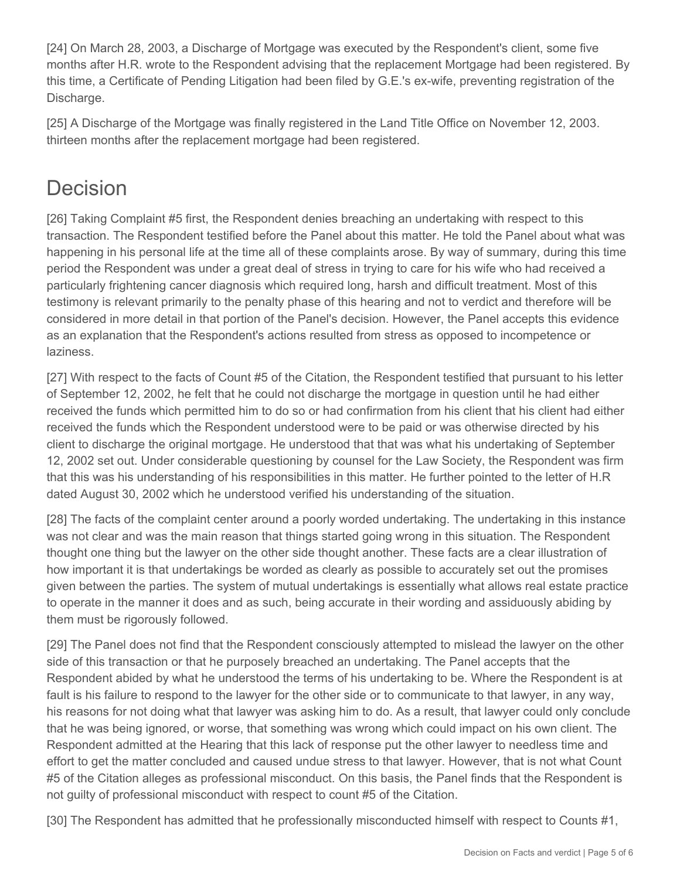[24] On March 28, 2003, a Discharge of Mortgage was executed by the Respondent's client, some five months after H.R. wrote to the Respondent advising that the replacement Mortgage had been registered. By this time, a Certificate of Pending Litigation had been filed by G.E.'s ex-wife, preventing registration of the Discharge.

[25] A Discharge of the Mortgage was finally registered in the Land Title Office on November 12, 2003. thirteen months after the replacement mortgage had been registered.

# Decision

[26] Taking Complaint #5 first, the Respondent denies breaching an undertaking with respect to this transaction. The Respondent testified before the Panel about this matter. He told the Panel about what was happening in his personal life at the time all of these complaints arose. By way of summary, during this time period the Respondent was under a great deal of stress in trying to care for his wife who had received a particularly frightening cancer diagnosis which required long, harsh and difficult treatment. Most of this testimony is relevant primarily to the penalty phase of this hearing and not to verdict and therefore will be considered in more detail in that portion of the Panel's decision. However, the Panel accepts this evidence as an explanation that the Respondent's actions resulted from stress as opposed to incompetence or laziness.

[27] With respect to the facts of Count #5 of the Citation, the Respondent testified that pursuant to his letter of September 12, 2002, he felt that he could not discharge the mortgage in question until he had either received the funds which permitted him to do so or had confirmation from his client that his client had either received the funds which the Respondent understood were to be paid or was otherwise directed by his client to discharge the original mortgage. He understood that that was what his undertaking of September 12, 2002 set out. Under considerable questioning by counsel for the Law Society, the Respondent was firm that this was his understanding of his responsibilities in this matter. He further pointed to the letter of H.R dated August 30, 2002 which he understood verified his understanding of the situation.

[28] The facts of the complaint center around a poorly worded undertaking. The undertaking in this instance was not clear and was the main reason that things started going wrong in this situation. The Respondent thought one thing but the lawyer on the other side thought another. These facts are a clear illustration of how important it is that undertakings be worded as clearly as possible to accurately set out the promises given between the parties. The system of mutual undertakings is essentially what allows real estate practice to operate in the manner it does and as such, being accurate in their wording and assiduously abiding by them must be rigorously followed.

[29] The Panel does not find that the Respondent consciously attempted to mislead the lawyer on the other side of this transaction or that he purposely breached an undertaking. The Panel accepts that the Respondent abided by what he understood the terms of his undertaking to be. Where the Respondent is at fault is his failure to respond to the lawyer for the other side or to communicate to that lawyer, in any way, his reasons for not doing what that lawyer was asking him to do. As a result, that lawyer could only conclude that he was being ignored, or worse, that something was wrong which could impact on his own client. The Respondent admitted at the Hearing that this lack of response put the other lawyer to needless time and effort to get the matter concluded and caused undue stress to that lawyer. However, that is not what Count #5 of the Citation alleges as professional misconduct. On this basis, the Panel finds that the Respondent is not guilty of professional misconduct with respect to count #5 of the Citation.

[30] The Respondent has admitted that he professionally misconducted himself with respect to Counts #1,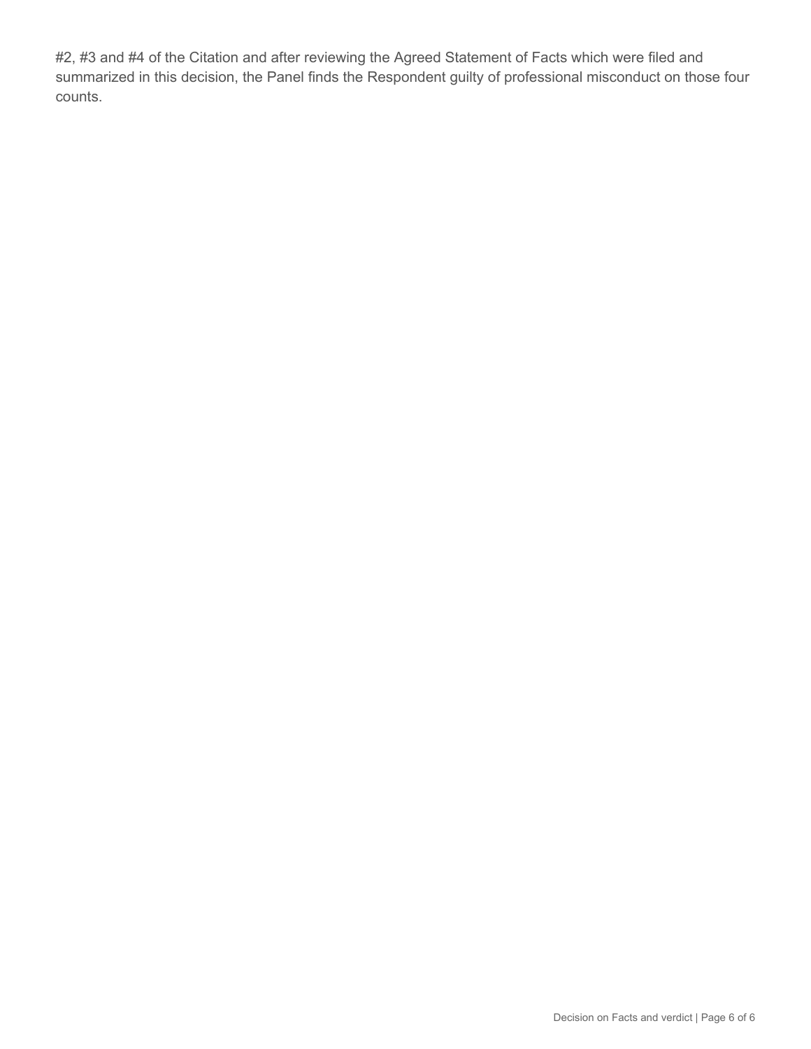#2, #3 and #4 of the Citation and after reviewing the Agreed Statement of Facts which were filed and summarized in this decision, the Panel finds the Respondent guilty of professional misconduct on those four counts.